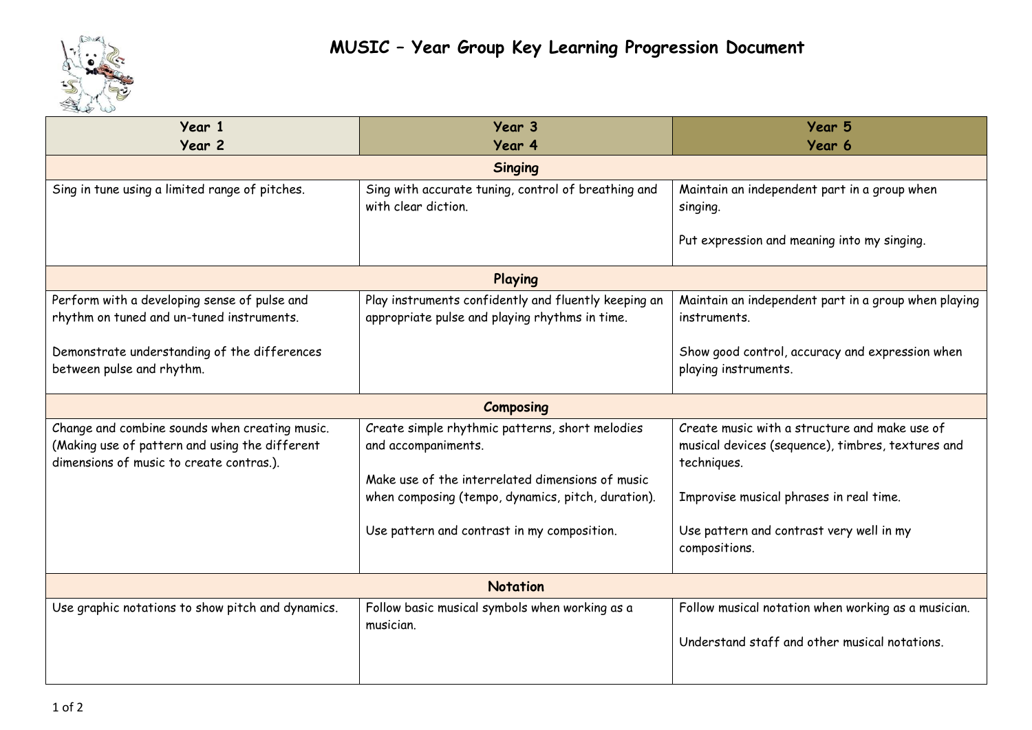# MUSIC – Year Group Key Learning Progression Document

| Year 1<br>Year 2 | Year 3<br>Year 4 | Year 5<br>Year 6 |
|---|---|---|
| **Singing** | | |
| Sing in tune using a limited range of pitches. | Sing with accurate tuning, control of breathing and with clear diction. | Maintain an independent part in a group when singing.<br><br>Put expression and meaning into my singing. |
| **Playing** | | |
| Perform with a developing sense of pulse and rhythm on tuned and un-tuned instruments.<br><br>Demonstrate understanding of the differences between pulse and rhythm. | Play instruments confidently and fluently keeping an appropriate pulse and playing rhythms in time. | Maintain an independent part in a group when playing instruments.<br><br>Show good control, accuracy and expression when playing instruments. |
| **Composing** | | |
| Change and combine sounds when creating music. (Making use of pattern and using the different dimensions of music to create contras.). | Create simple rhythmic patterns, short melodies and accompaniments.<br><br>Make use of the interrelated dimensions of music when composing (tempo, dynamics, pitch, duration).<br><br>Use pattern and contrast in my composition. | Create music with a structure and make use of musical devices (sequence), timbres, textures and techniques.<br><br>Improvise musical phrases in real time.<br><br>Use pattern and contrast very well in my compositions. |
| **Notation** | | |
| Use graphic notations to show pitch and dynamics. | Follow basic musical symbols when working as a musician. | Follow musical notation when working as a musician.<br><br>Understand staff and other musical notations. |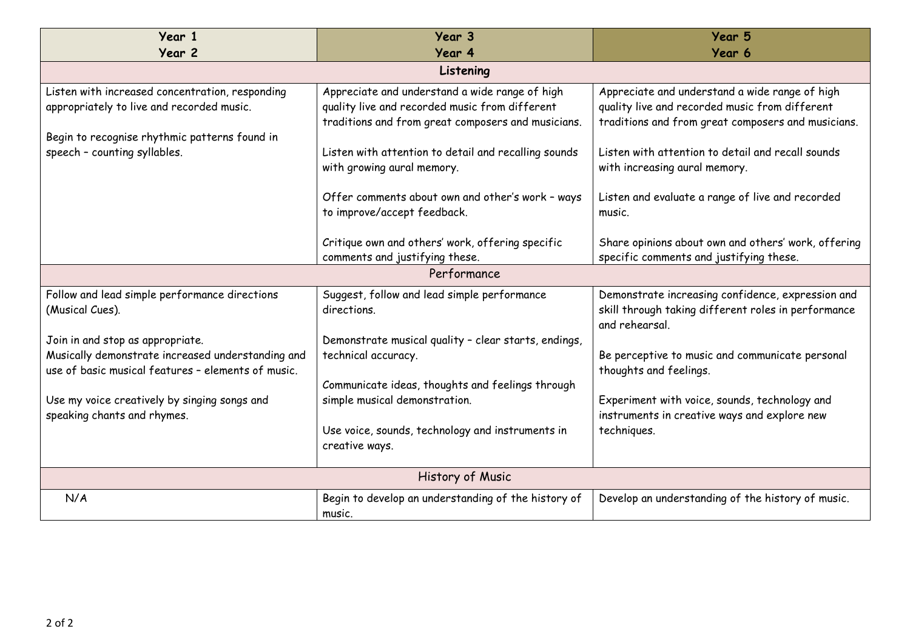| Year 1<br>Year 2 | Year 3<br>Year 4 | Year 5<br>Year 6 |
|---|---|---|
| **Listening** | | |
| Listen with increased concentration, responding appropriately to live and recorded music.<br><br>Begin to recognise rhythmic patterns found in speech – counting syllables. | Appreciate and understand a wide range of high quality live and recorded music from different traditions and from great composers and musicians.<br><br>Listen with attention to detail and recalling sounds with growing aural memory.<br><br>Offer comments about own and other's work – ways to improve/accept feedback.<br><br>Critique own and others' work, offering specific comments and justifying these. | Appreciate and understand a wide range of high quality live and recorded music from different traditions and from great composers and musicians.<br><br>Listen with attention to detail and recall sounds with increasing aural memory.<br><br>Listen and evaluate a range of live and recorded music.<br><br>Share opinions about own and others' work, offering specific comments and justifying these. |
| Performance | | |
| Follow and lead simple performance directions (Musical Cues).<br><br>Join in and stop as appropriate.<br>Musically demonstrate increased understanding and use of basic musical features – elements of music.<br><br>Use my voice creatively by singing songs and speaking chants and rhymes. | Suggest, follow and lead simple performance directions.<br><br>Demonstrate musical quality – clear starts, endings, technical accuracy.<br><br>Communicate ideas, thoughts and feelings through simple musical demonstration.<br><br>Use voice, sounds, technology and instruments in creative ways. | Demonstrate increasing confidence, expression and skill through taking different roles in performance and rehearsal.<br><br>Be perceptive to music and communicate personal thoughts and feelings.<br><br>Experiment with voice, sounds, technology and instruments in creative ways and explore new techniques. |
| History of Music | | |
| N/A | Begin to develop an understanding of the history of music. | Develop an understanding of the history of music. |